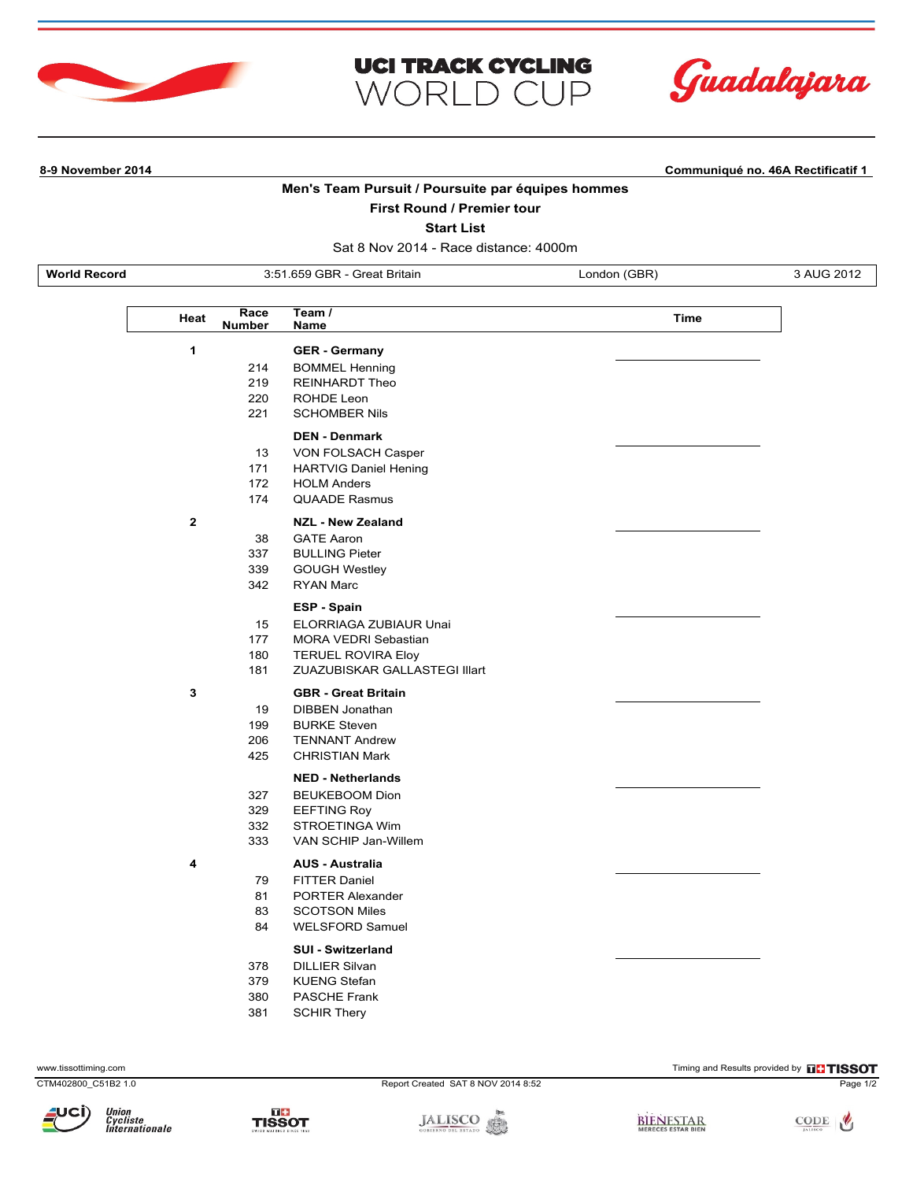# UCI TRACK CYCLING WORLD CUP

Guadalajara

**8-9 November 2014** **Communiqué no. 46A Rectificatif 1**

## Men's Team Pursuit / Poursuite par équipes hommes

### First Round / Premier tour

### Start List

Sat 8 Nov 2014 - Race distance: 4000m

| World Record | 3:51.659 GBR - Great Britain | London (GBR) | 3 AUG 2012 |
|---|---|---|---|

| Heat | Race Number | Team / Name | Time |
|---|---|---|---|
| 1 | | **GER - Germany** | |
| | 214 | BOMMEL Henning | |
| | 219 | REINHARDT Theo | |
| | 220 | ROHDE Leon | |
| | 221 | SCHOMBER Nils | |
| | | **DEN - Denmark** | |
| | 13 | VON FOLSACH Casper | |
| | 171 | HARTVIG Daniel Hening | |
| | 172 | HOLM Anders | |
| | 174 | QUAADE Rasmus | |
| 2 | | **NZL - New Zealand** | |
| | 38 | GATE Aaron | |
| | 337 | BULLING Pieter | |
| | 339 | GOUGH Westley | |
| | 342 | RYAN Marc | |
| | | **ESP - Spain** | |
| | 15 | ELORRIAGA ZUBIAUR Unai | |
| | 177 | MORA VEDRI Sebastian | |
| | 180 | TERUEL ROVIRA Eloy | |
| | 181 | ZUAZUBISKAR GALLASTEGI Illart | |
| 3 | | **GBR - Great Britain** | |
| | 19 | DIBBEN Jonathan | |
| | 199 | BURKE Steven | |
| | 206 | TENNANT Andrew | |
| | 425 | CHRISTIAN Mark | |
| | | **NED - Netherlands** | |
| | 327 | BEUKEBOOM Dion | |
| | 329 | EEFTING Roy | |
| | 332 | STROETINGA Wim | |
| | 333 | VAN SCHIP Jan-Willem | |
| 4 | | **AUS - Australia** | |
| | 79 | FITTER Daniel | |
| | 81 | PORTER Alexander | |
| | 83 | SCOTSON Miles | |
| | 84 | WELSFORD Samuel | |
| | | **SUI - Switzerland** | |
| | 378 | DILLIER Silvan | |
| | 379 | KUENG Stefan | |
| | 380 | PASCHE Frank | |
| | 381 | SCHIR Thery | |

www.tissottiming.com — Timing and Results provided by TISSOT

CTM402800_C51B2 1.0 — Report Created SAT 8 NOV 2014 8:52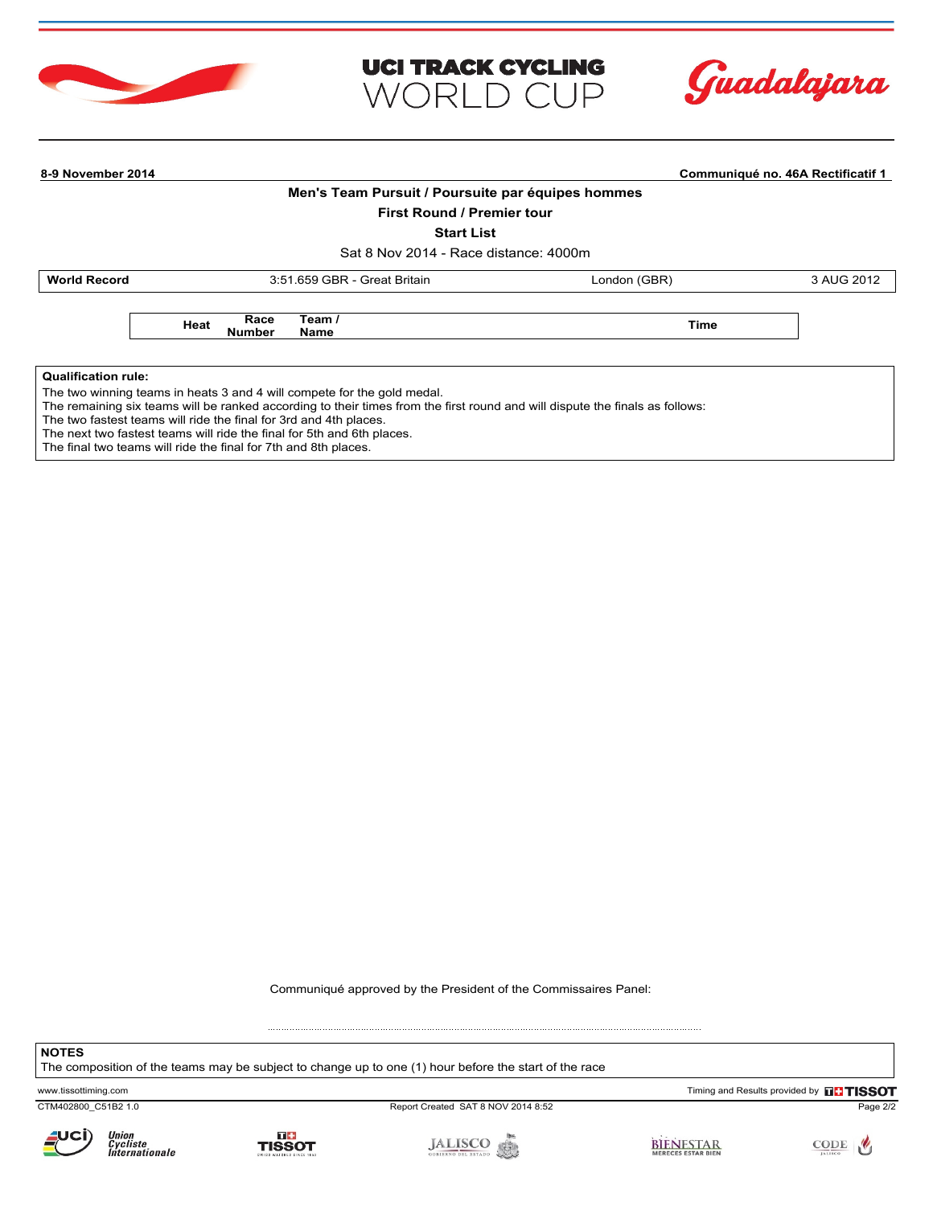8-9 November 2014

Communiqué no. 46A Rectificatif 1

## Men's Team Pursuit / Poursuite par équipes hommes

### First Round / Premier tour

### Start List

Sat 8 Nov 2014 - Race distance: 4000m

| | | | |
|---|---|---|---|
| **World Record** | 3:51.659 GBR - Great Britain | London (GBR) | 3 AUG 2012 |

| Heat | Race Number | Team / Name | Time |
|---|---|---|---|

**Qualification rule:**

The two winning teams in heats 3 and 4 will compete for the gold medal.
The remaining six teams will be ranked according to their times from the first round and will dispute the finals as follows:
The two fastest teams will ride the final for 3rd and 4th places.
The next two fastest teams will ride the final for 5th and 6th places.
The final two teams will ride the final for 7th and 8th places.

Communiqué approved by the President of the Commissaires Panel:

**NOTES**

The composition of the teams may be subject to change up to one (1) hour before the start of the race

www.tissottiming.com

Timing and Results provided by TISSOT

CTM402800_C51B2 1.0

Report Created SAT 8 NOV 2014 8:52